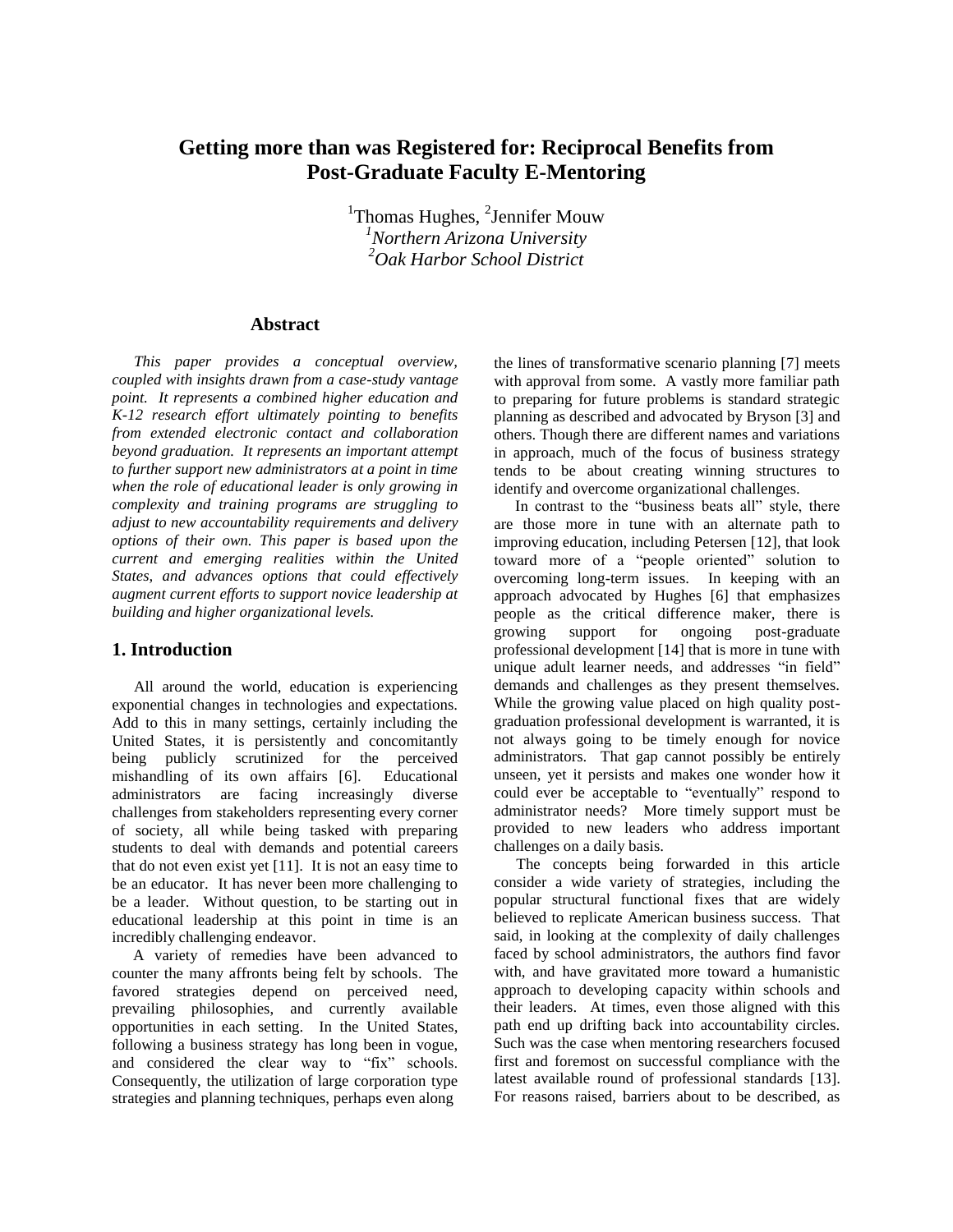# Getting more than was Registered for: Reciprocal Benefits from Post-Graduate Faculty E-Mentoring

[1]Thomas Hughes, [2]Jennifer Mouw

*[1]Northern Arizona University*
*[2]Oak Harbor School District*

## Abstract

*This paper provides a conceptual overview, coupled with insights drawn from a case-study vantage point. It represents a combined higher education and K-12 research effort ultimately pointing to benefits from extended electronic contact and collaboration beyond graduation. It represents an important attempt to further support new administrators at a point in time when the role of educational leader is only growing in complexity and training programs are struggling to adjust to new accountability requirements and delivery options of their own. This paper is based upon the current and emerging realities within the United States, and advances options that could effectively augment current efforts to support novice leadership at building and higher organizational levels.*

## 1. Introduction

All around the world, education is experiencing exponential changes in technologies and expectations. Add to this in many settings, certainly including the United States, it is persistently and concomitantly being publicly scrutinized for the perceived mishandling of its own affairs [6]. Educational administrators are facing increasingly diverse challenges from stakeholders representing every corner of society, all while being tasked with preparing students to deal with demands and potential careers that do not even exist yet [11]. It is not an easy time to be an educator. It has never been more challenging to be a leader. Without question, to be starting out in educational leadership at this point in time is an incredibly challenging endeavor.

A variety of remedies have been advanced to counter the many affronts being felt by schools. The favored strategies depend on perceived need, prevailing philosophies, and currently available opportunities in each setting. In the United States, following a business strategy has long been in vogue, and considered the clear way to "fix" schools. Consequently, the utilization of large corporation type strategies and planning techniques, perhaps even along the lines of transformative scenario planning [7] meets with approval from some. A vastly more familiar path to preparing for future problems is standard strategic planning as described and advocated by Bryson [3] and others. Though there are different names and variations in approach, much of the focus of business strategy tends to be about creating winning structures to identify and overcome organizational challenges.

In contrast to the "business beats all" style, there are those more in tune with an alternate path to improving education, including Petersen [12], that look toward more of a "people oriented" solution to overcoming long-term issues. In keeping with an approach advocated by Hughes [6] that emphasizes people as the critical difference maker, there is growing support for ongoing post-graduate professional development [14] that is more in tune with unique adult learner needs, and addresses "in field" demands and challenges as they present themselves. While the growing value placed on high quality post-graduation professional development is warranted, it is not always going to be timely enough for novice administrators. That gap cannot possibly be entirely unseen, yet it persists and makes one wonder how it could ever be acceptable to "eventually" respond to administrator needs? More timely support must be provided to new leaders who address important challenges on a daily basis.

The concepts being forwarded in this article consider a wide variety of strategies, including the popular structural functional fixes that are widely believed to replicate American business success. That said, in looking at the complexity of daily challenges faced by school administrators, the authors find favor with, and have gravitated more toward a humanistic approach to developing capacity within schools and their leaders. At times, even those aligned with this path end up drifting back into accountability circles. Such was the case when mentoring researchers focused first and foremost on successful compliance with the latest available round of professional standards [13]. For reasons raised, barriers about to be described, as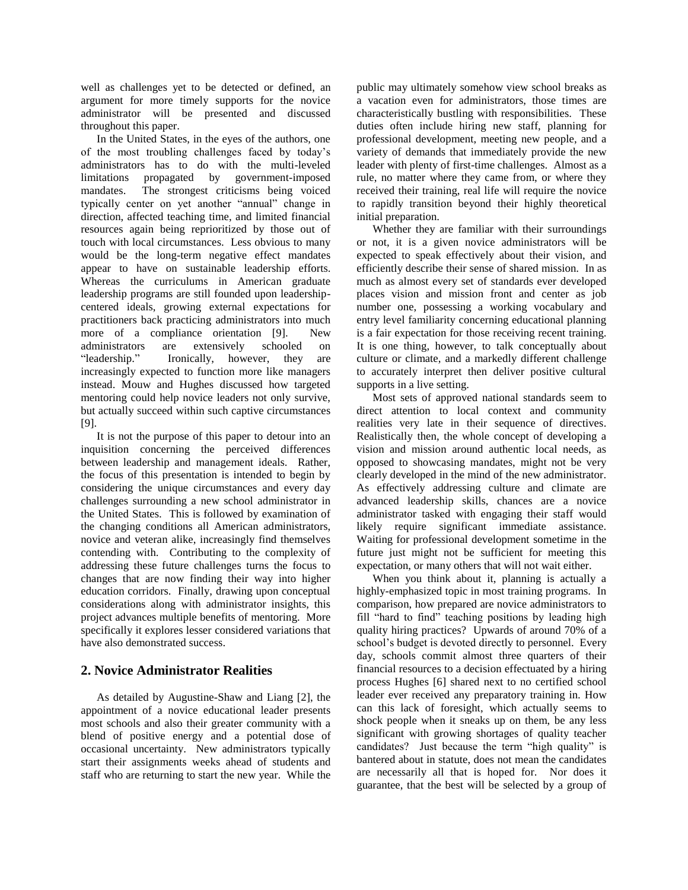well as challenges yet to be detected or defined, an argument for more timely supports for the novice administrator will be presented and discussed throughout this paper.

In the United States, in the eyes of the authors, one of the most troubling challenges faced by today's administrators has to do with the multi-leveled limitations propagated by government-imposed mandates. The strongest criticisms being voiced typically center on yet another "annual" change in direction, affected teaching time, and limited financial resources again being reprioritized by those out of touch with local circumstances. Less obvious to many would be the long-term negative effect mandates appear to have on sustainable leadership efforts. Whereas the curriculums in American graduate leadership programs are still founded upon leadership-centered ideals, growing external expectations for practitioners back practicing administrators into much more of a compliance orientation [9]. New administrators are extensively schooled on "leadership." Ironically, however, they are increasingly expected to function more like managers instead. Mouw and Hughes discussed how targeted mentoring could help novice leaders not only survive, but actually succeed within such captive circumstances [9].

It is not the purpose of this paper to detour into an inquisition concerning the perceived differences between leadership and management ideals. Rather, the focus of this presentation is intended to begin by considering the unique circumstances and every day challenges surrounding a new school administrator in the United States. This is followed by examination of the changing conditions all American administrators, novice and veteran alike, increasingly find themselves contending with. Contributing to the complexity of addressing these future challenges turns the focus to changes that are now finding their way into higher education corridors. Finally, drawing upon conceptual considerations along with administrator insights, this project advances multiple benefits of mentoring. More specifically it explores lesser considered variations that have also demonstrated success.

## 2. Novice Administrator Realities

As detailed by Augustine-Shaw and Liang [2], the appointment of a novice educational leader presents most schools and also their greater community with a blend of positive energy and a potential dose of occasional uncertainty. New administrators typically start their assignments weeks ahead of students and staff who are returning to start the new year. While the public may ultimately somehow view school breaks as a vacation even for administrators, those times are characteristically bustling with responsibilities. These duties often include hiring new staff, planning for professional development, meeting new people, and a variety of demands that immediately provide the new leader with plenty of first-time challenges. Almost as a rule, no matter where they came from, or where they received their training, real life will require the novice to rapidly transition beyond their highly theoretical initial preparation.

Whether they are familiar with their surroundings or not, it is a given novice administrators will be expected to speak effectively about their vision, and efficiently describe their sense of shared mission. In as much as almost every set of standards ever developed places vision and mission front and center as job number one, possessing a working vocabulary and entry level familiarity concerning educational planning is a fair expectation for those receiving recent training. It is one thing, however, to talk conceptually about culture or climate, and a markedly different challenge to accurately interpret then deliver positive cultural supports in a live setting.

Most sets of approved national standards seem to direct attention to local context and community realities very late in their sequence of directives. Realistically then, the whole concept of developing a vision and mission around authentic local needs, as opposed to showcasing mandates, might not be very clearly developed in the mind of the new administrator. As effectively addressing culture and climate are advanced leadership skills, chances are a novice administrator tasked with engaging their staff would likely require significant immediate assistance. Waiting for professional development sometime in the future just might not be sufficient for meeting this expectation, or many others that will not wait either.

When you think about it, planning is actually a highly-emphasized topic in most training programs. In comparison, how prepared are novice administrators to fill "hard to find" teaching positions by leading high quality hiring practices? Upwards of around 70% of a school's budget is devoted directly to personnel. Every day, schools commit almost three quarters of their financial resources to a decision effectuated by a hiring process Hughes [6] shared next to no certified school leader ever received any preparatory training in. How can this lack of foresight, which actually seems to shock people when it sneaks up on them, be any less significant with growing shortages of quality teacher candidates? Just because the term "high quality" is bantered about in statute, does not mean the candidates are necessarily all that is hoped for. Nor does it guarantee, that the best will be selected by a group of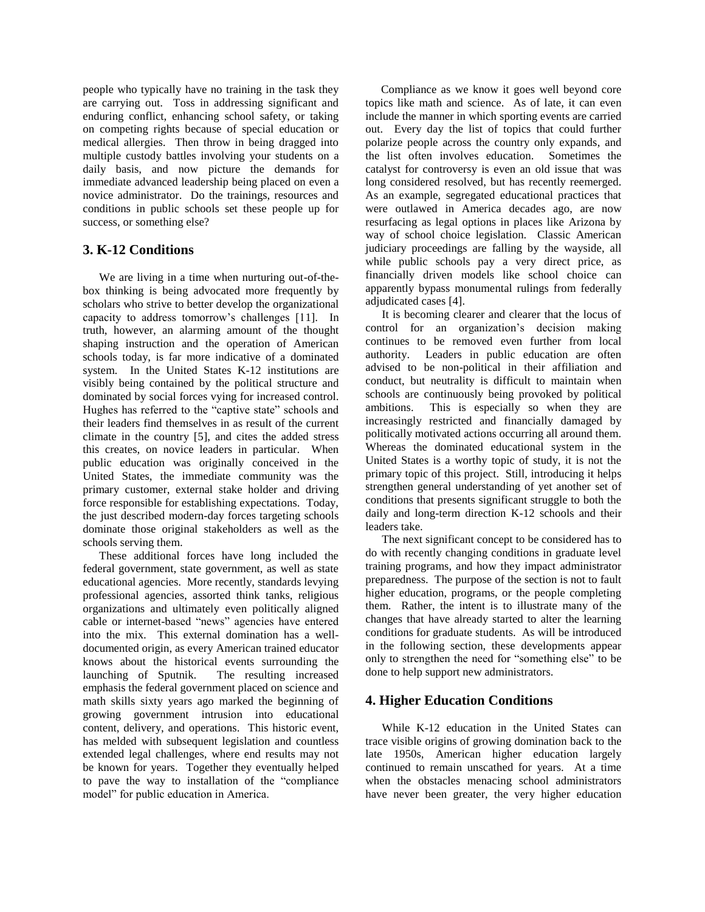people who typically have no training in the task they are carrying out. Toss in addressing significant and enduring conflict, enhancing school safety, or taking on competing rights because of special education or medical allergies. Then throw in being dragged into multiple custody battles involving your students on a daily basis, and now picture the demands for immediate advanced leadership being placed on even a novice administrator. Do the trainings, resources and conditions in public schools set these people up for success, or something else?

## 3. K-12 Conditions

We are living in a time when nurturing out-of-the-box thinking is being advocated more frequently by scholars who strive to better develop the organizational capacity to address tomorrow's challenges [11]. In truth, however, an alarming amount of the thought shaping instruction and the operation of American schools today, is far more indicative of a dominated system. In the United States K-12 institutions are visibly being contained by the political structure and dominated by social forces vying for increased control. Hughes has referred to the "captive state" schools and their leaders find themselves in as result of the current climate in the country [5], and cites the added stress this creates, on novice leaders in particular. When public education was originally conceived in the United States, the immediate community was the primary customer, external stake holder and driving force responsible for establishing expectations. Today, the just described modern-day forces targeting schools dominate those original stakeholders as well as the schools serving them.

These additional forces have long included the federal government, state government, as well as state educational agencies. More recently, standards levying professional agencies, assorted think tanks, religious organizations and ultimately even politically aligned cable or internet-based "news" agencies have entered into the mix. This external domination has a well-documented origin, as every American trained educator knows about the historical events surrounding the launching of Sputnik. The resulting increased emphasis the federal government placed on science and math skills sixty years ago marked the beginning of growing government intrusion into educational content, delivery, and operations. This historic event, has melded with subsequent legislation and countless extended legal challenges, where end results may not be known for years. Together they eventually helped to pave the way to installation of the "compliance model" for public education in America.

Compliance as we know it goes well beyond core topics like math and science. As of late, it can even include the manner in which sporting events are carried out. Every day the list of topics that could further polarize people across the country only expands, and the list often involves education. Sometimes the catalyst for controversy is even an old issue that was long considered resolved, but has recently reemerged. As an example, segregated educational practices that were outlawed in America decades ago, are now resurfacing as legal options in places like Arizona by way of school choice legislation. Classic American judiciary proceedings are falling by the wayside, all while public schools pay a very direct price, as financially driven models like school choice can apparently bypass monumental rulings from federally adjudicated cases [4].

It is becoming clearer and clearer that the locus of control for an organization's decision making continues to be removed even further from local authority. Leaders in public education are often advised to be non-political in their affiliation and conduct, but neutrality is difficult to maintain when schools are continuously being provoked by political ambitions. This is especially so when they are increasingly restricted and financially damaged by politically motivated actions occurring all around them. Whereas the dominated educational system in the United States is a worthy topic of study, it is not the primary topic of this project. Still, introducing it helps strengthen general understanding of yet another set of conditions that presents significant struggle to both the daily and long-term direction K-12 schools and their leaders take.

The next significant concept to be considered has to do with recently changing conditions in graduate level training programs, and how they impact administrator preparedness. The purpose of the section is not to fault higher education, programs, or the people completing them. Rather, the intent is to illustrate many of the changes that have already started to alter the learning conditions for graduate students. As will be introduced in the following section, these developments appear only to strengthen the need for "something else" to be done to help support new administrators.

## 4. Higher Education Conditions

While K-12 education in the United States can trace visible origins of growing domination back to the late 1950s, American higher education largely continued to remain unscathed for years. At a time when the obstacles menacing school administrators have never been greater, the very higher education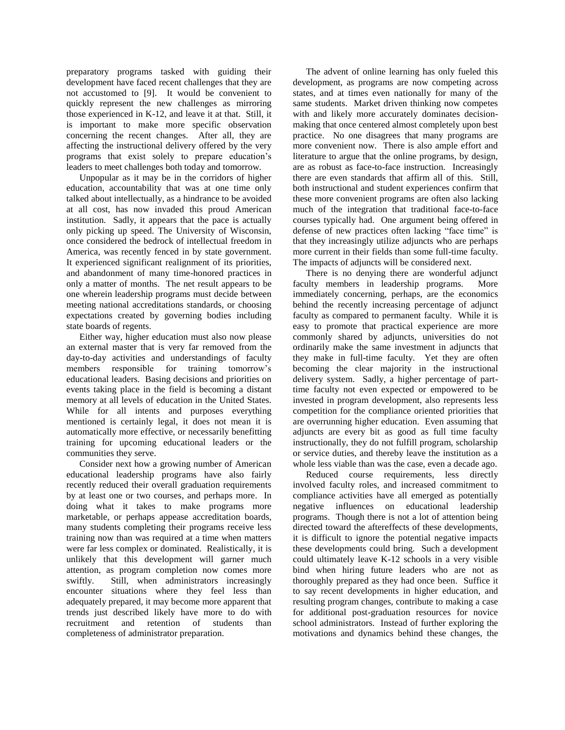preparatory programs tasked with guiding their development have faced recent challenges that they are not accustomed to [9]. It would be convenient to quickly represent the new challenges as mirroring those experienced in K-12, and leave it at that. Still, it is important to make more specific observation concerning the recent changes. After all, they are affecting the instructional delivery offered by the very programs that exist solely to prepare education's leaders to meet challenges both today and tomorrow.

Unpopular as it may be in the corridors of higher education, accountability that was at one time only talked about intellectually, as a hindrance to be avoided at all cost, has now invaded this proud American institution. Sadly, it appears that the pace is actually only picking up speed. The University of Wisconsin, once considered the bedrock of intellectual freedom in America, was recently fenced in by state government. It experienced significant realignment of its priorities, and abandonment of many time-honored practices in only a matter of months. The net result appears to be one wherein leadership programs must decide between meeting national accreditations standards, or choosing expectations created by governing bodies including state boards of regents.

Either way, higher education must also now please an external master that is very far removed from the day-to-day activities and understandings of faculty members responsible for training tomorrow's educational leaders. Basing decisions and priorities on events taking place in the field is becoming a distant memory at all levels of education in the United States. While for all intents and purposes everything mentioned is certainly legal, it does not mean it is automatically more effective, or necessarily benefitting training for upcoming educational leaders or the communities they serve.

Consider next how a growing number of American educational leadership programs have also fairly recently reduced their overall graduation requirements by at least one or two courses, and perhaps more. In doing what it takes to make programs more marketable, or perhaps appease accreditation boards, many students completing their programs receive less training now than was required at a time when matters were far less complex or dominated. Realistically, it is unlikely that this development will garner much attention, as program completion now comes more swiftly. Still, when administrators increasingly encounter situations where they feel less than adequately prepared, it may become more apparent that trends just described likely have more to do with recruitment and retention of students than completeness of administrator preparation.

The advent of online learning has only fueled this development, as programs are now competing across states, and at times even nationally for many of the same students. Market driven thinking now competes with and likely more accurately dominates decision-making that once centered almost completely upon best practice. No one disagrees that many programs are more convenient now. There is also ample effort and literature to argue that the online programs, by design, are as robust as face-to-face instruction. Increasingly there are even standards that affirm all of this. Still, both instructional and student experiences confirm that these more convenient programs are often also lacking much of the integration that traditional face-to-face courses typically had. One argument being offered in defense of new practices often lacking "face time" is that they increasingly utilize adjuncts who are perhaps more current in their fields than some full-time faculty. The impacts of adjuncts will be considered next.

There is no denying there are wonderful adjunct faculty members in leadership programs. More immediately concerning, perhaps, are the economics behind the recently increasing percentage of adjunct faculty as compared to permanent faculty. While it is easy to promote that practical experience are more commonly shared by adjuncts, universities do not ordinarily make the same investment in adjuncts that they make in full-time faculty. Yet they are often becoming the clear majority in the instructional delivery system. Sadly, a higher percentage of part-time faculty not even expected or empowered to be invested in program development, also represents less competition for the compliance oriented priorities that are overrunning higher education. Even assuming that adjuncts are every bit as good as full time faculty instructionally, they do not fulfill program, scholarship or service duties, and thereby leave the institution as a whole less viable than was the case, even a decade ago.

Reduced course requirements, less directly involved faculty roles, and increased commitment to compliance activities have all emerged as potentially negative influences on educational leadership programs. Though there is not a lot of attention being directed toward the aftereffects of these developments, it is difficult to ignore the potential negative impacts these developments could bring. Such a development could ultimately leave K-12 schools in a very visible bind when hiring future leaders who are not as thoroughly prepared as they had once been. Suffice it to say recent developments in higher education, and resulting program changes, contribute to making a case for additional post-graduation resources for novice school administrators. Instead of further exploring the motivations and dynamics behind these changes, the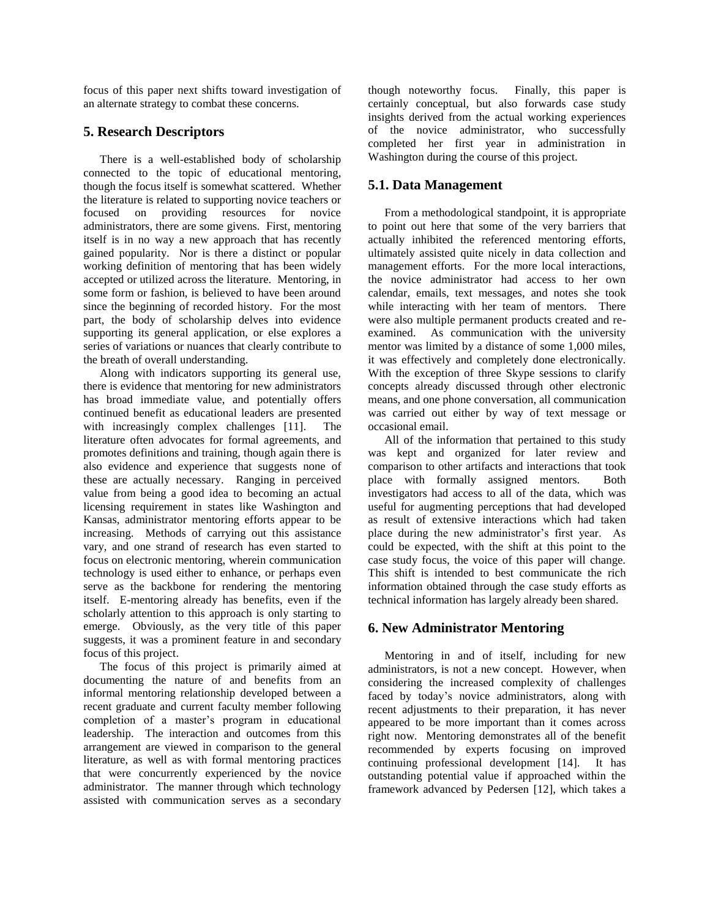focus of this paper next shifts toward investigation of an alternate strategy to combat these concerns.

## 5. Research Descriptors

There is a well-established body of scholarship connected to the topic of educational mentoring, though the focus itself is somewhat scattered. Whether the literature is related to supporting novice teachers or focused on providing resources for novice administrators, there are some givens. First, mentoring itself is in no way a new approach that has recently gained popularity. Nor is there a distinct or popular working definition of mentoring that has been widely accepted or utilized across the literature. Mentoring, in some form or fashion, is believed to have been around since the beginning of recorded history. For the most part, the body of scholarship delves into evidence supporting its general application, or else explores a series of variations or nuances that clearly contribute to the breath of overall understanding.

Along with indicators supporting its general use, there is evidence that mentoring for new administrators has broad immediate value, and potentially offers continued benefit as educational leaders are presented with increasingly complex challenges [11]. The literature often advocates for formal agreements, and promotes definitions and training, though again there is also evidence and experience that suggests none of these are actually necessary. Ranging in perceived value from being a good idea to becoming an actual licensing requirement in states like Washington and Kansas, administrator mentoring efforts appear to be increasing. Methods of carrying out this assistance vary, and one strand of research has even started to focus on electronic mentoring, wherein communication technology is used either to enhance, or perhaps even serve as the backbone for rendering the mentoring itself. E-mentoring already has benefits, even if the scholarly attention to this approach is only starting to emerge. Obviously, as the very title of this paper suggests, it was a prominent feature in and secondary focus of this project.

The focus of this project is primarily aimed at documenting the nature of and benefits from an informal mentoring relationship developed between a recent graduate and current faculty member following completion of a master's program in educational leadership. The interaction and outcomes from this arrangement are viewed in comparison to the general literature, as well as with formal mentoring practices that were concurrently experienced by the novice administrator. The manner through which technology assisted with communication serves as a secondary though noteworthy focus. Finally, this paper is certainly conceptual, but also forwards case study insights derived from the actual working experiences of the novice administrator, who successfully completed her first year in administration in Washington during the course of this project.

### 5.1. Data Management

From a methodological standpoint, it is appropriate to point out here that some of the very barriers that actually inhibited the referenced mentoring efforts, ultimately assisted quite nicely in data collection and management efforts. For the more local interactions, the novice administrator had access to her own calendar, emails, text messages, and notes she took while interacting with her team of mentors. There were also multiple permanent products created and re-examined. As communication with the university mentor was limited by a distance of some 1,000 miles, it was effectively and completely done electronically. With the exception of three Skype sessions to clarify concepts already discussed through other electronic means, and one phone conversation, all communication was carried out either by way of text message or occasional email.

All of the information that pertained to this study was kept and organized for later review and comparison to other artifacts and interactions that took place with formally assigned mentors. Both investigators had access to all of the data, which was useful for augmenting perceptions that had developed as result of extensive interactions which had taken place during the new administrator's first year. As could be expected, with the shift at this point to the case study focus, the voice of this paper will change. This shift is intended to best communicate the rich information obtained through the case study efforts as technical information has largely already been shared.

## 6. New Administrator Mentoring

Mentoring in and of itself, including for new administrators, is not a new concept. However, when considering the increased complexity of challenges faced by today's novice administrators, along with recent adjustments to their preparation, it has never appeared to be more important than it comes across right now. Mentoring demonstrates all of the benefit recommended by experts focusing on improved continuing professional development [14]. It has outstanding potential value if approached within the framework advanced by Pedersen [12], which takes a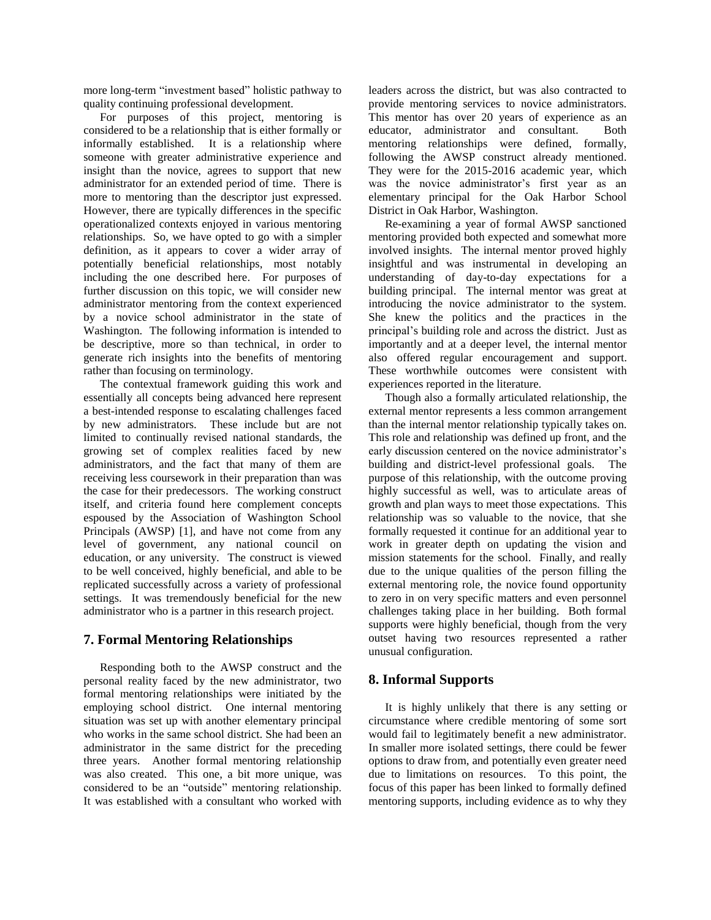more long-term "investment based" holistic pathway to quality continuing professional development.

For purposes of this project, mentoring is considered to be a relationship that is either formally or informally established. It is a relationship where someone with greater administrative experience and insight than the novice, agrees to support that new administrator for an extended period of time. There is more to mentoring than the descriptor just expressed. However, there are typically differences in the specific operationalized contexts enjoyed in various mentoring relationships. So, we have opted to go with a simpler definition, as it appears to cover a wider array of potentially beneficial relationships, most notably including the one described here. For purposes of further discussion on this topic, we will consider new administrator mentoring from the context experienced by a novice school administrator in the state of Washington. The following information is intended to be descriptive, more so than technical, in order to generate rich insights into the benefits of mentoring rather than focusing on terminology.

The contextual framework guiding this work and essentially all concepts being advanced here represent a best-intended response to escalating challenges faced by new administrators. These include but are not limited to continually revised national standards, the growing set of complex realities faced by new administrators, and the fact that many of them are receiving less coursework in their preparation than was the case for their predecessors. The working construct itself, and criteria found here complement concepts espoused by the Association of Washington School Principals (AWSP) [1], and have not come from any level of government, any national council on education, or any university. The construct is viewed to be well conceived, highly beneficial, and able to be replicated successfully across a variety of professional settings. It was tremendously beneficial for the new administrator who is a partner in this research project.

## 7. Formal Mentoring Relationships

Responding both to the AWSP construct and the personal reality faced by the new administrator, two formal mentoring relationships were initiated by the employing school district. One internal mentoring situation was set up with another elementary principal who works in the same school district. She had been an administrator in the same district for the preceding three years. Another formal mentoring relationship was also created. This one, a bit more unique, was considered to be an "outside" mentoring relationship. It was established with a consultant who worked with leaders across the district, but was also contracted to provide mentoring services to novice administrators. This mentor has over 20 years of experience as an educator, administrator and consultant. Both mentoring relationships were defined, formally, following the AWSP construct already mentioned. They were for the 2015-2016 academic year, which was the novice administrator's first year as an elementary principal for the Oak Harbor School District in Oak Harbor, Washington.

Re-examining a year of formal AWSP sanctioned mentoring provided both expected and somewhat more involved insights. The internal mentor proved highly insightful and was instrumental in developing an understanding of day-to-day expectations for a building principal. The internal mentor was great at introducing the novice administrator to the system. She knew the politics and the practices in the principal's building role and across the district. Just as importantly and at a deeper level, the internal mentor also offered regular encouragement and support. These worthwhile outcomes were consistent with experiences reported in the literature.

Though also a formally articulated relationship, the external mentor represents a less common arrangement than the internal mentor relationship typically takes on. This role and relationship was defined up front, and the early discussion centered on the novice administrator's building and district-level professional goals. The purpose of this relationship, with the outcome proving highly successful as well, was to articulate areas of growth and plan ways to meet those expectations. This relationship was so valuable to the novice, that she formally requested it continue for an additional year to work in greater depth on updating the vision and mission statements for the school. Finally, and really due to the unique qualities of the person filling the external mentoring role, the novice found opportunity to zero in on very specific matters and even personnel challenges taking place in her building. Both formal supports were highly beneficial, though from the very outset having two resources represented a rather unusual configuration.

## 8. Informal Supports

It is highly unlikely that there is any setting or circumstance where credible mentoring of some sort would fail to legitimately benefit a new administrator. In smaller more isolated settings, there could be fewer options to draw from, and potentially even greater need due to limitations on resources. To this point, the focus of this paper has been linked to formally defined mentoring supports, including evidence as to why they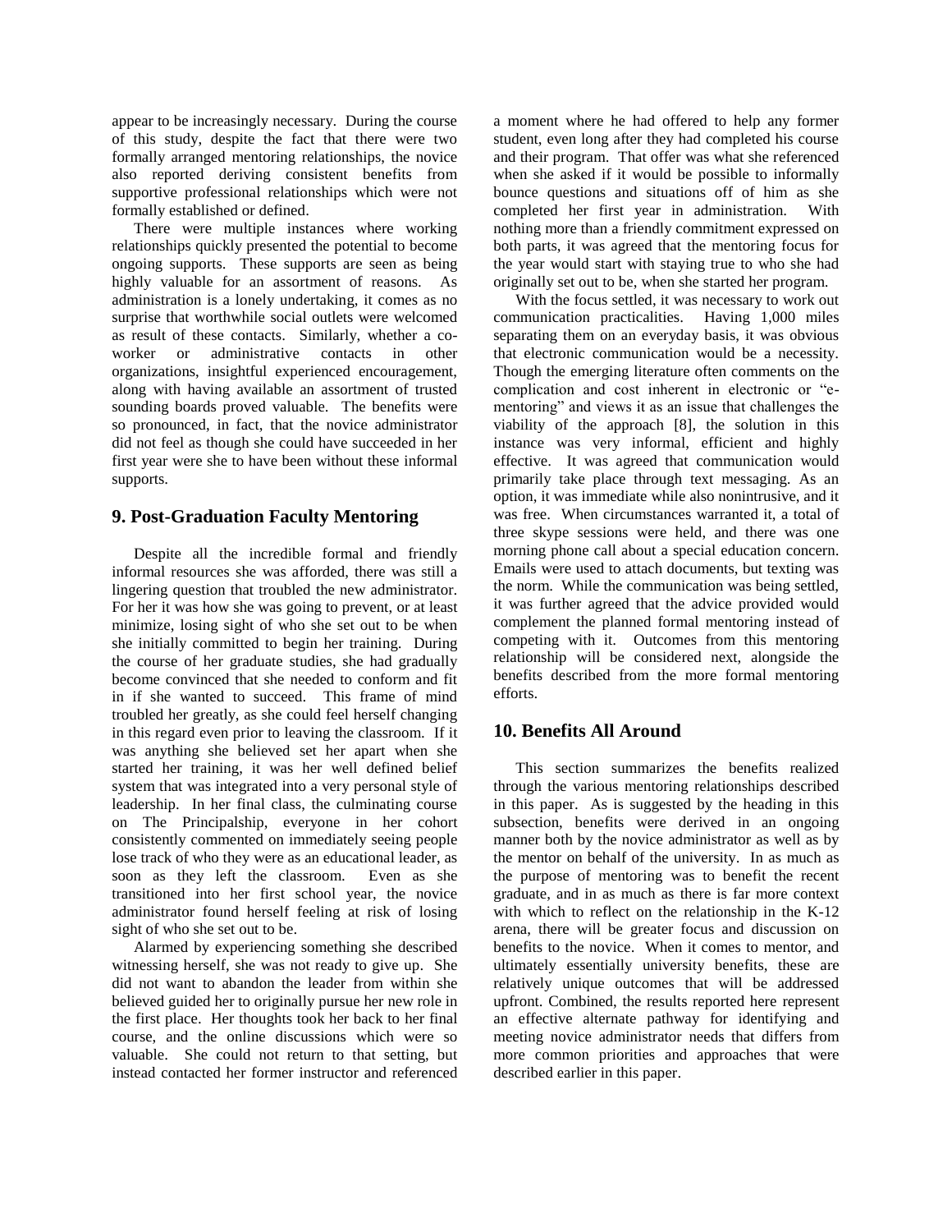appear to be increasingly necessary. During the course of this study, despite the fact that there were two formally arranged mentoring relationships, the novice also reported deriving consistent benefits from supportive professional relationships which were not formally established or defined.

There were multiple instances where working relationships quickly presented the potential to become ongoing supports. These supports are seen as being highly valuable for an assortment of reasons. As administration is a lonely undertaking, it comes as no surprise that worthwhile social outlets were welcomed as result of these contacts. Similarly, whether a co-worker or administrative contacts in other organizations, insightful experienced encouragement, along with having available an assortment of trusted sounding boards proved valuable. The benefits were so pronounced, in fact, that the novice administrator did not feel as though she could have succeeded in her first year were she to have been without these informal supports.

## 9. Post-Graduation Faculty Mentoring

Despite all the incredible formal and friendly informal resources she was afforded, there was still a lingering question that troubled the new administrator. For her it was how she was going to prevent, or at least minimize, losing sight of who she set out to be when she initially committed to begin her training. During the course of her graduate studies, she had gradually become convinced that she needed to conform and fit in if she wanted to succeed. This frame of mind troubled her greatly, as she could feel herself changing in this regard even prior to leaving the classroom. If it was anything she believed set her apart when she started her training, it was her well defined belief system that was integrated into a very personal style of leadership. In her final class, the culminating course on The Principalship, everyone in her cohort consistently commented on immediately seeing people lose track of who they were as an educational leader, as soon as they left the classroom. Even as she transitioned into her first school year, the novice administrator found herself feeling at risk of losing sight of who she set out to be.

Alarmed by experiencing something she described witnessing herself, she was not ready to give up. She did not want to abandon the leader from within she believed guided her to originally pursue her new role in the first place. Her thoughts took her back to her final course, and the online discussions which were so valuable. She could not return to that setting, but instead contacted her former instructor and referenced a moment where he had offered to help any former student, even long after they had completed his course and their program. That offer was what she referenced when she asked if it would be possible to informally bounce questions and situations off of him as she completed her first year in administration. With nothing more than a friendly commitment expressed on both parts, it was agreed that the mentoring focus for the year would start with staying true to who she had originally set out to be, when she started her program.

With the focus settled, it was necessary to work out communication practicalities. Having 1,000 miles separating them on an everyday basis, it was obvious that electronic communication would be a necessity. Though the emerging literature often comments on the complication and cost inherent in electronic or "e-mentoring" and views it as an issue that challenges the viability of the approach [8], the solution in this instance was very informal, efficient and highly effective. It was agreed that communication would primarily take place through text messaging. As an option, it was immediate while also nonintrusive, and it was free. When circumstances warranted it, a total of three skype sessions were held, and there was one morning phone call about a special education concern. Emails were used to attach documents, but texting was the norm. While the communication was being settled, it was further agreed that the advice provided would complement the planned formal mentoring instead of competing with it. Outcomes from this mentoring relationship will be considered next, alongside the benefits described from the more formal mentoring efforts.

## 10. Benefits All Around

This section summarizes the benefits realized through the various mentoring relationships described in this paper. As is suggested by the heading in this subsection, benefits were derived in an ongoing manner both by the novice administrator as well as by the mentor on behalf of the university. In as much as the purpose of mentoring was to benefit the recent graduate, and in as much as there is far more context with which to reflect on the relationship in the K-12 arena, there will be greater focus and discussion on benefits to the novice. When it comes to mentor, and ultimately essentially university benefits, these are relatively unique outcomes that will be addressed upfront. Combined, the results reported here represent an effective alternate pathway for identifying and meeting novice administrator needs that differs from more common priorities and approaches that were described earlier in this paper.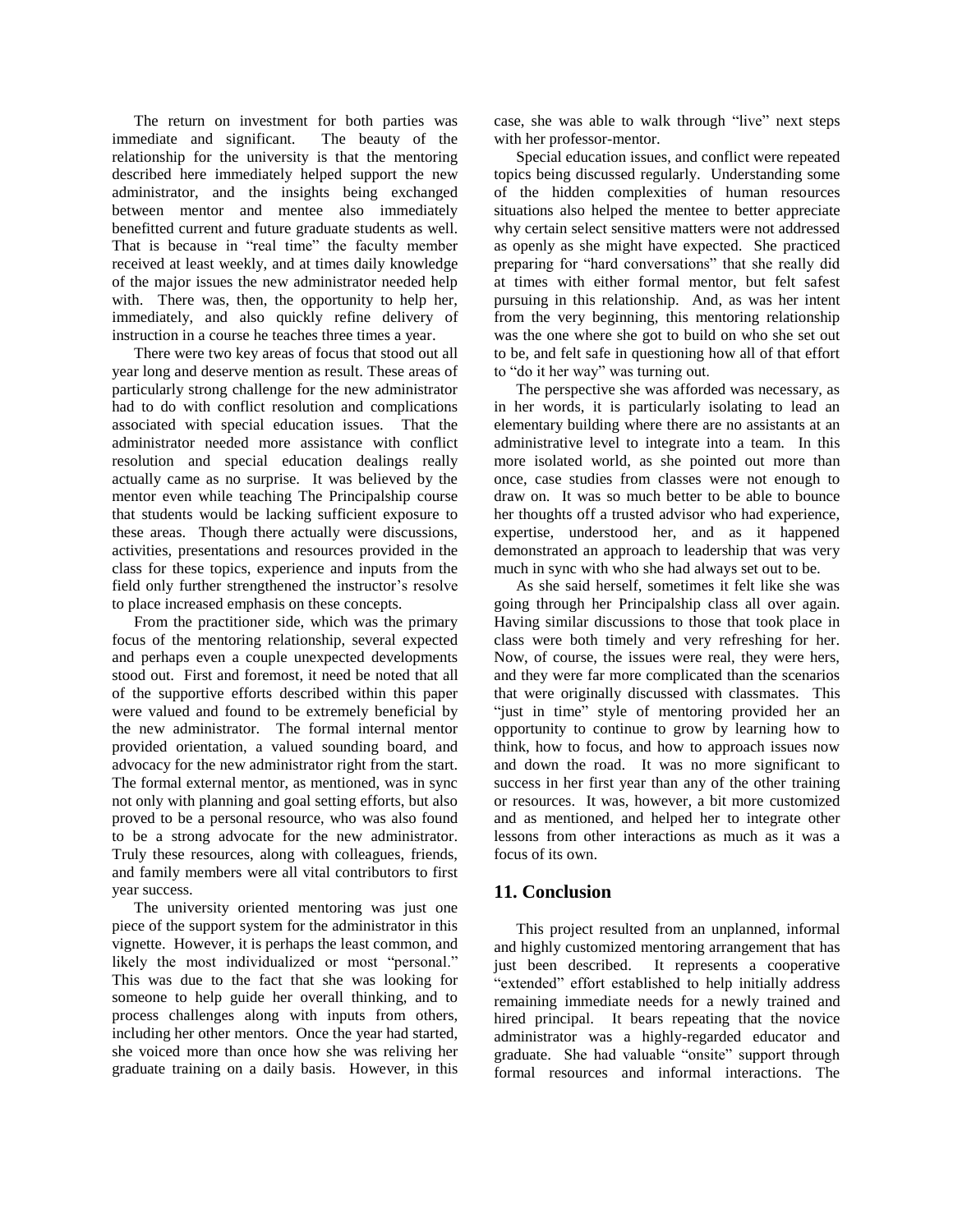The return on investment for both parties was immediate and significant. The beauty of the relationship for the university is that the mentoring described here immediately helped support the new administrator, and the insights being exchanged between mentor and mentee also immediately benefitted current and future graduate students as well. That is because in "real time" the faculty member received at least weekly, and at times daily knowledge of the major issues the new administrator needed help with. There was, then, the opportunity to help her, immediately, and also quickly refine delivery of instruction in a course he teaches three times a year.

There were two key areas of focus that stood out all year long and deserve mention as result. These areas of particularly strong challenge for the new administrator had to do with conflict resolution and complications associated with special education issues. That the administrator needed more assistance with conflict resolution and special education dealings really actually came as no surprise. It was believed by the mentor even while teaching The Principalship course that students would be lacking sufficient exposure to these areas. Though there actually were discussions, activities, presentations and resources provided in the class for these topics, experience and inputs from the field only further strengthened the instructor's resolve to place increased emphasis on these concepts.

From the practitioner side, which was the primary focus of the mentoring relationship, several expected and perhaps even a couple unexpected developments stood out. First and foremost, it need be noted that all of the supportive efforts described within this paper were valued and found to be extremely beneficial by the new administrator. The formal internal mentor provided orientation, a valued sounding board, and advocacy for the new administrator right from the start. The formal external mentor, as mentioned, was in sync not only with planning and goal setting efforts, but also proved to be a personal resource, who was also found to be a strong advocate for the new administrator. Truly these resources, along with colleagues, friends, and family members were all vital contributors to first year success.

The university oriented mentoring was just one piece of the support system for the administrator in this vignette. However, it is perhaps the least common, and likely the most individualized or most "personal." This was due to the fact that she was looking for someone to help guide her overall thinking, and to process challenges along with inputs from others, including her other mentors. Once the year had started, she voiced more than once how she was reliving her graduate training on a daily basis. However, in this case, she was able to walk through "live" next steps with her professor-mentor.

Special education issues, and conflict were repeated topics being discussed regularly. Understanding some of the hidden complexities of human resources situations also helped the mentee to better appreciate why certain select sensitive matters were not addressed as openly as she might have expected. She practiced preparing for "hard conversations" that she really did at times with either formal mentor, but felt safest pursuing in this relationship. And, as was her intent from the very beginning, this mentoring relationship was the one where she got to build on who she set out to be, and felt safe in questioning how all of that effort to "do it her way" was turning out.

The perspective she was afforded was necessary, as in her words, it is particularly isolating to lead an elementary building where there are no assistants at an administrative level to integrate into a team. In this more isolated world, as she pointed out more than once, case studies from classes were not enough to draw on. It was so much better to be able to bounce her thoughts off a trusted advisor who had experience, expertise, understood her, and as it happened demonstrated an approach to leadership that was very much in sync with who she had always set out to be.

As she said herself, sometimes it felt like she was going through her Principalship class all over again. Having similar discussions to those that took place in class were both timely and very refreshing for her. Now, of course, the issues were real, they were hers, and they were far more complicated than the scenarios that were originally discussed with classmates. This "just in time" style of mentoring provided her an opportunity to continue to grow by learning how to think, how to focus, and how to approach issues now and down the road. It was no more significant to success in her first year than any of the other training or resources. It was, however, a bit more customized and as mentioned, and helped her to integrate other lessons from other interactions as much as it was a focus of its own.

## 11. Conclusion

This project resulted from an unplanned, informal and highly customized mentoring arrangement that has just been described. It represents a cooperative "extended" effort established to help initially address remaining immediate needs for a newly trained and hired principal. It bears repeating that the novice administrator was a highly-regarded educator and graduate. She had valuable "onsite" support through formal resources and informal interactions. The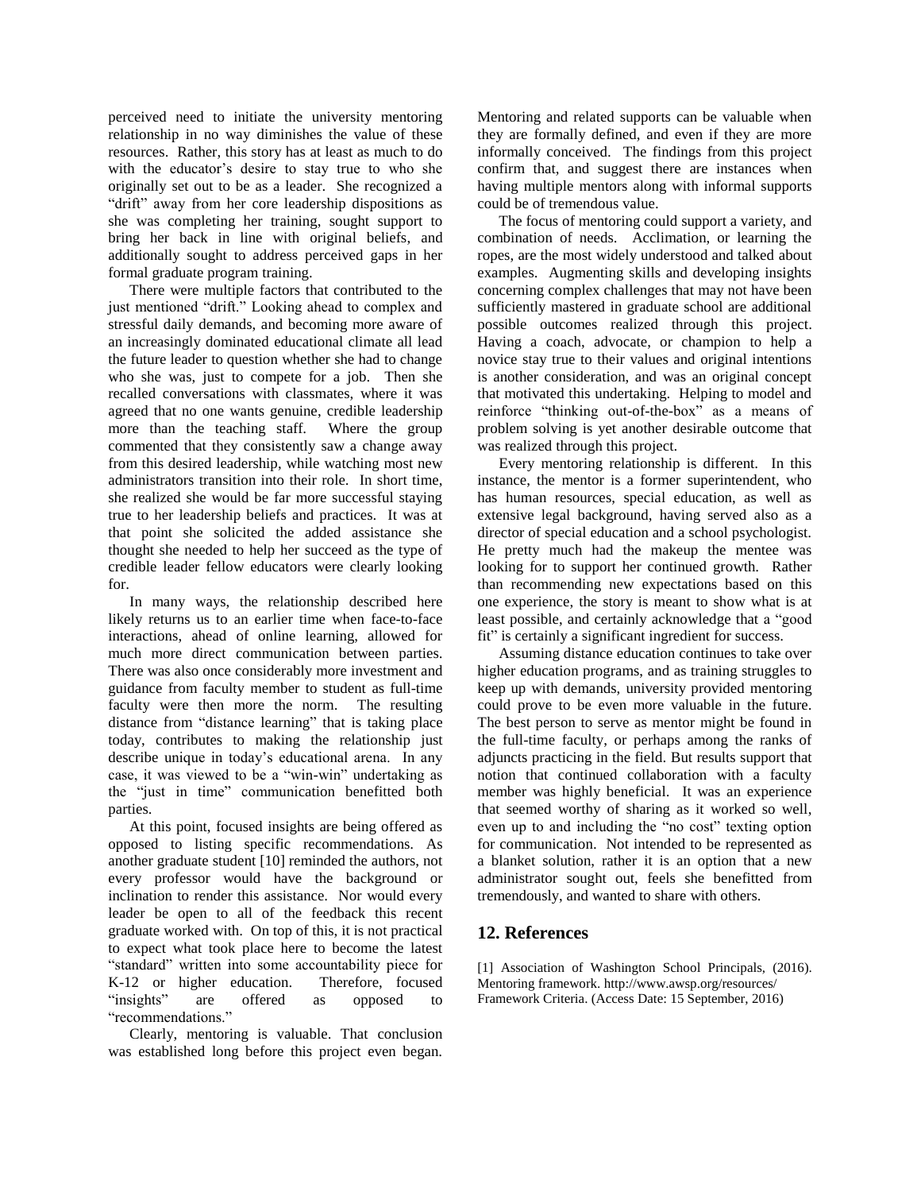perceived need to initiate the university mentoring relationship in no way diminishes the value of these resources. Rather, this story has at least as much to do with the educator's desire to stay true to who she originally set out to be as a leader. She recognized a "drift" away from her core leadership dispositions as she was completing her training, sought support to bring her back in line with original beliefs, and additionally sought to address perceived gaps in her formal graduate program training.

There were multiple factors that contributed to the just mentioned "drift." Looking ahead to complex and stressful daily demands, and becoming more aware of an increasingly dominated educational climate all lead the future leader to question whether she had to change who she was, just to compete for a job. Then she recalled conversations with classmates, where it was agreed that no one wants genuine, credible leadership more than the teaching staff. Where the group commented that they consistently saw a change away from this desired leadership, while watching most new administrators transition into their role. In short time, she realized she would be far more successful staying true to her leadership beliefs and practices. It was at that point she solicited the added assistance she thought she needed to help her succeed as the type of credible leader fellow educators were clearly looking for.

In many ways, the relationship described here likely returns us to an earlier time when face-to-face interactions, ahead of online learning, allowed for much more direct communication between parties. There was also once considerably more investment and guidance from faculty member to student as full-time faculty were then more the norm. The resulting distance from "distance learning" that is taking place today, contributes to making the relationship just describe unique in today's educational arena. In any case, it was viewed to be a "win-win" undertaking as the "just in time" communication benefitted both parties.

At this point, focused insights are being offered as opposed to listing specific recommendations. As another graduate student [10] reminded the authors, not every professor would have the background or inclination to render this assistance. Nor would every leader be open to all of the feedback this recent graduate worked with. On top of this, it is not practical to expect what took place here to become the latest "standard" written into some accountability piece for K-12 or higher education. Therefore, focused "insights" are offered as opposed to "recommendations."

Clearly, mentoring is valuable. That conclusion was established long before this project even began. Mentoring and related supports can be valuable when they are formally defined, and even if they are more informally conceived. The findings from this project confirm that, and suggest there are instances when having multiple mentors along with informal supports could be of tremendous value.

The focus of mentoring could support a variety, and combination of needs. Acclimation, or learning the ropes, are the most widely understood and talked about examples. Augmenting skills and developing insights concerning complex challenges that may not have been sufficiently mastered in graduate school are additional possible outcomes realized through this project. Having a coach, advocate, or champion to help a novice stay true to their values and original intentions is another consideration, and was an original concept that motivated this undertaking. Helping to model and reinforce "thinking out-of-the-box" as a means of problem solving is yet another desirable outcome that was realized through this project.

Every mentoring relationship is different. In this instance, the mentor is a former superintendent, who has human resources, special education, as well as extensive legal background, having served also as a director of special education and a school psychologist. He pretty much had the makeup the mentee was looking for to support her continued growth. Rather than recommending new expectations based on this one experience, the story is meant to show what is at least possible, and certainly acknowledge that a "good fit" is certainly a significant ingredient for success.

Assuming distance education continues to take over higher education programs, and as training struggles to keep up with demands, university provided mentoring could prove to be even more valuable in the future. The best person to serve as mentor might be found in the full-time faculty, or perhaps among the ranks of adjuncts practicing in the field. But results support that notion that continued collaboration with a faculty member was highly beneficial. It was an experience that seemed worthy of sharing as it worked so well, even up to and including the "no cost" texting option for communication. Not intended to be represented as a blanket solution, rather it is an option that a new administrator sought out, feels she benefitted from tremendously, and wanted to share with others.

## 12. References

[1] Association of Washington School Principals, (2016). Mentoring framework. http://www.awsp.org/resources/ Framework Criteria. (Access Date: 15 September, 2016)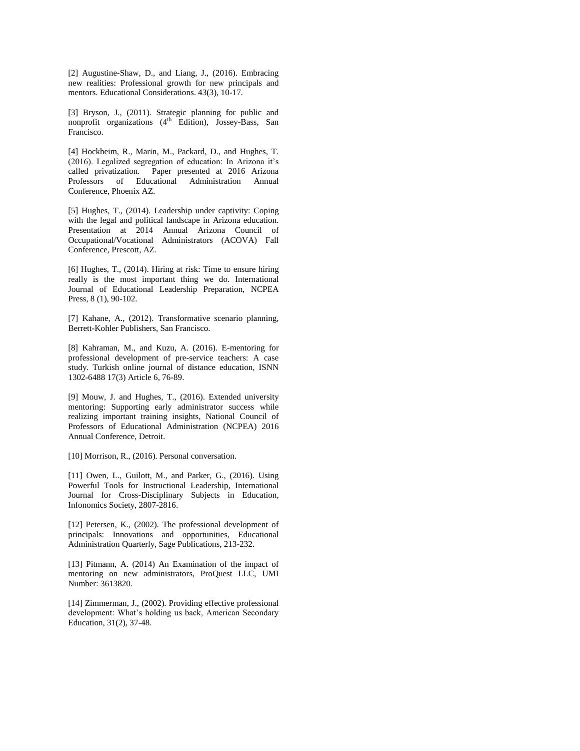[2] Augustine-Shaw, D., and Liang, J., (2016). Embracing new realities: Professional growth for new principals and mentors. Educational Considerations. 43(3), 10-17.

[3] Bryson, J., (2011). Strategic planning for public and nonprofit organizations (4th Edition), Jossey-Bass, San Francisco.

[4] Hockheim, R., Marin, M., Packard, D., and Hughes, T. (2016). Legalized segregation of education: In Arizona it's called privatization. Paper presented at 2016 Arizona Professors of Educational Administration Annual Conference, Phoenix AZ.

[5] Hughes, T., (2014). Leadership under captivity: Coping with the legal and political landscape in Arizona education. Presentation at 2014 Annual Arizona Council of Occupational/Vocational Administrators (ACOVA) Fall Conference, Prescott, AZ.

[6] Hughes, T., (2014). Hiring at risk: Time to ensure hiring really is the most important thing we do. International Journal of Educational Leadership Preparation, NCPEA Press, 8 (1), 90-102.

[7] Kahane, A., (2012). Transformative scenario planning, Berrett-Kohler Publishers, San Francisco.

[8] Kahraman, M., and Kuzu, A. (2016). E-mentoring for professional development of pre-service teachers: A case study. Turkish online journal of distance education, ISNN 1302-6488 17(3) Article 6, 76-89.

[9] Mouw, J. and Hughes, T., (2016). Extended university mentoring: Supporting early administrator success while realizing important training insights, National Council of Professors of Educational Administration (NCPEA) 2016 Annual Conference, Detroit.

[10] Morrison, R., (2016). Personal conversation.

[11] Owen, L., Guilott, M., and Parker, G., (2016). Using Powerful Tools for Instructional Leadership, International Journal for Cross-Disciplinary Subjects in Education, Infonomics Society, 2807-2816.

[12] Petersen, K., (2002). The professional development of principals: Innovations and opportunities, Educational Administration Quarterly, Sage Publications, 213-232.

[13] Pitmann, A. (2014) An Examination of the impact of mentoring on new administrators, ProQuest LLC, UMI Number: 3613820.

[14] Zimmerman, J., (2002). Providing effective professional development: What's holding us back, American Secondary Education, 31(2), 37-48.